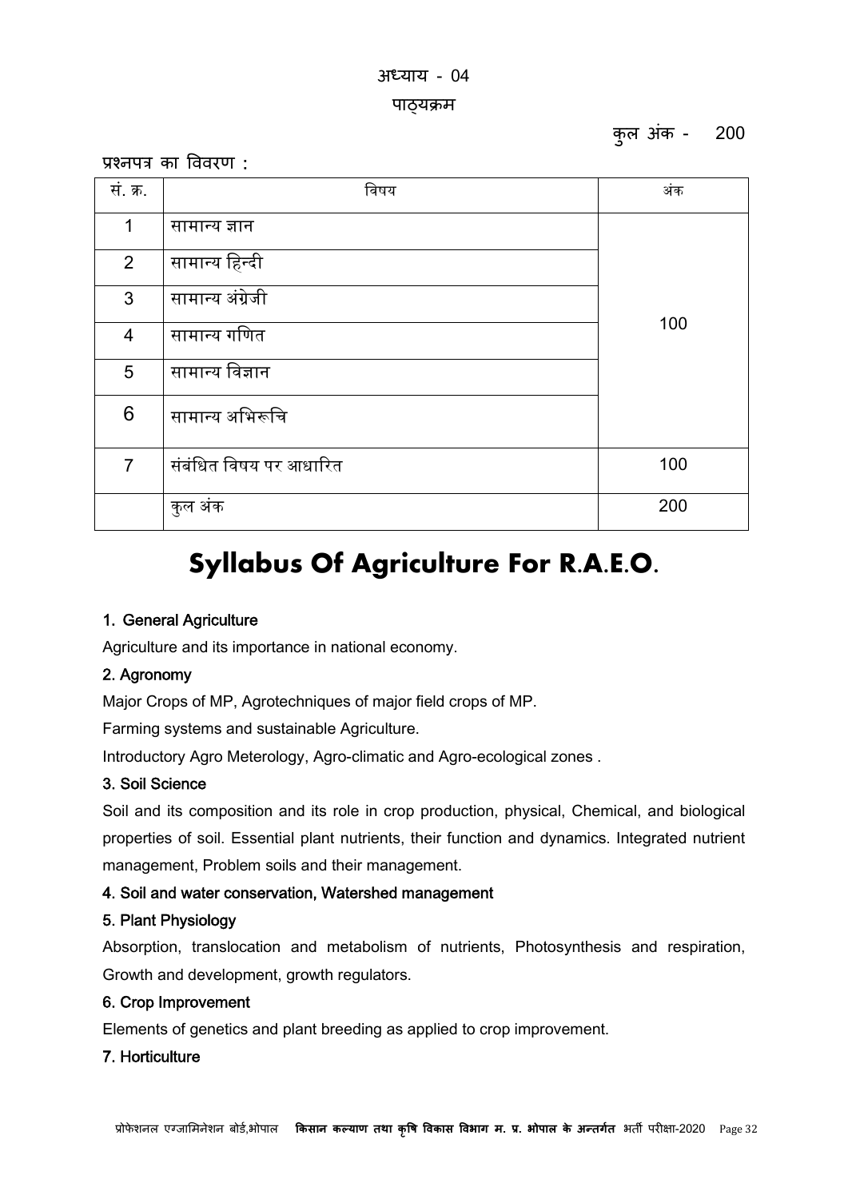# अध्याय - 04

## पाठ्यक्रम

कुल अंक - 200

प्रश्नपत्र का विवरण :

| सं. क्र. | विषय | अंक |
|---|---|---|
| 1 | सामान्य ज्ञान | 100 |
| 2 | सामान्य हिन्दी | |
| 3 | सामान्य अंग्रेजी | |
| 4 | सामान्य गणित | |
| 5 | सामान्य विज्ञान | |
| 6 | सामान्य अभिरूचि | |
| 7 | संबंधित विषय पर आधारित | 100 |
| | कुल अंक | 200 |

# Syllabus Of Agriculture For R.A.E.O.

### 1. General Agriculture

Agriculture and its importance in national economy.

### 2. Agronomy

Major Crops of MP, Agrotechniques of major field crops of MP.

Farming systems and sustainable Agriculture.

Introductory Agro Meterology, Agro-climatic and Agro-ecological zones .

### 3. Soil Science

Soil and its composition and its role in crop production, physical, Chemical, and biological properties of soil. Essential plant nutrients, their function and dynamics. Integrated nutrient management, Problem soils and their management.

### 4. Soil and water conservation, Watershed management

### 5. Plant Physiology

Absorption, translocation and metabolism of nutrients, Photosynthesis and respiration, Growth and development, growth regulators.

### 6. Crop Improvement

Elements of genetics and plant breeding as applied to crop improvement.

### 7. Horticulture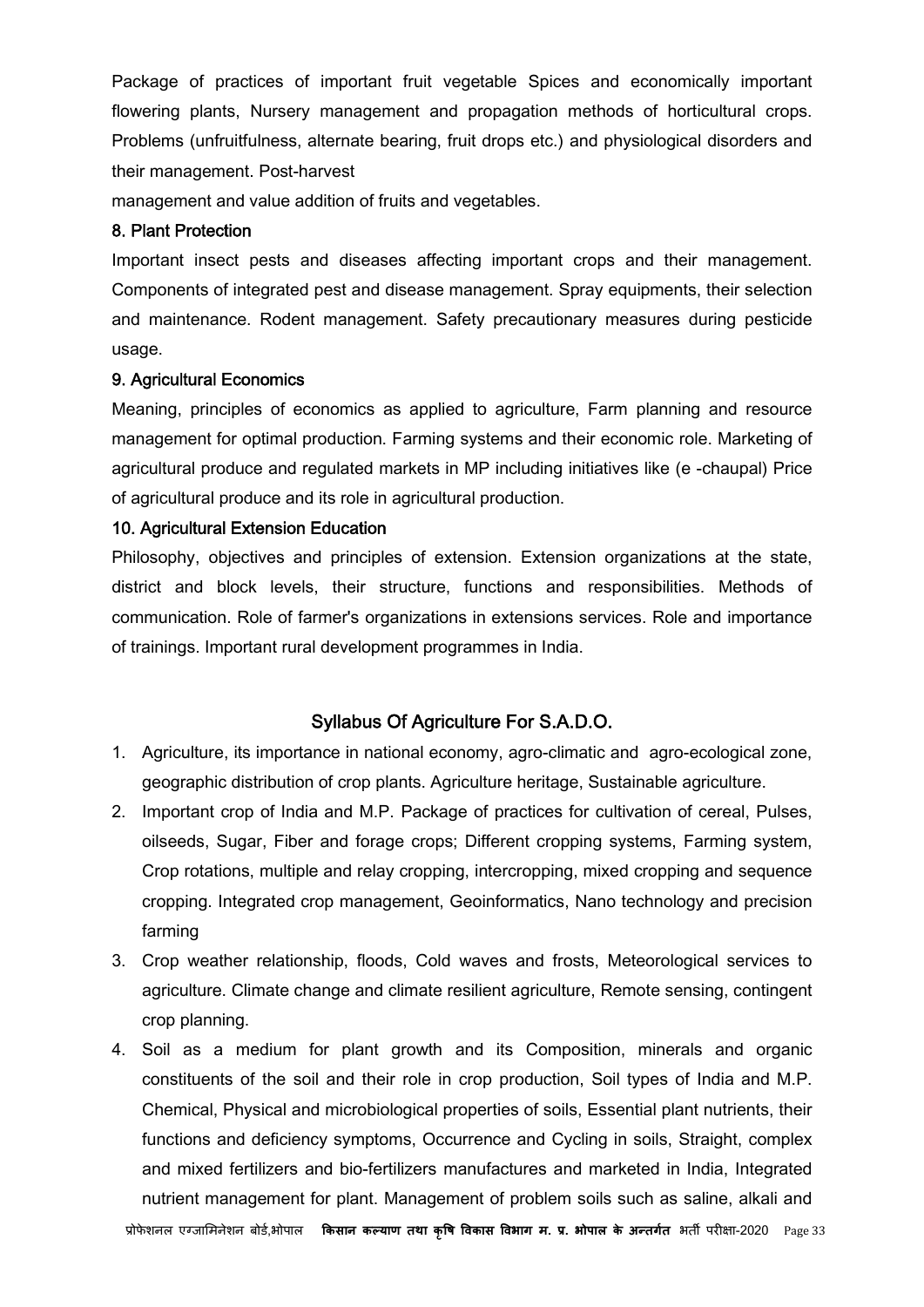Package of practices of important fruit vegetable Spices and economically important flowering plants, Nursery management and propagation methods of horticultural crops. Problems (unfruitfulness, alternate bearing, fruit drops etc.) and physiological disorders and their management. Post-harvest

management and value addition of fruits and vegetables.

### 8. Plant Protection

Important insect pests and diseases affecting important crops and their management. Components of integrated pest and disease management. Spray equipments, their selection and maintenance. Rodent management. Safety precautionary measures during pesticide usage.

### 9. Agricultural Economics

Meaning, principles of economics as applied to agriculture, Farm planning and resource management for optimal production. Farming systems and their economic role. Marketing of agricultural produce and regulated markets in MP including initiatives like (e -chaupal) Price of agricultural produce and its role in agricultural production.

### 10. Agricultural Extension Education

Philosophy, objectives and principles of extension. Extension organizations at the state, district and block levels, their structure, functions and responsibilities. Methods of communication. Role of farmer's organizations in extensions services. Role and importance of trainings. Important rural development programmes in India.

## Syllabus Of Agriculture For S.A.D.O.

1. Agriculture, its importance in national economy, agro-climatic and agro-ecological zone, geographic distribution of crop plants. Agriculture heritage, Sustainable agriculture.
2. Important crop of India and M.P. Package of practices for cultivation of cereal, Pulses, oilseeds, Sugar, Fiber and forage crops; Different cropping systems, Farming system, Crop rotations, multiple and relay cropping, intercropping, mixed cropping and sequence cropping. Integrated crop management, Geoinformatics, Nano technology and precision farming
3. Crop weather relationship, floods, Cold waves and frosts, Meteorological services to agriculture. Climate change and climate resilient agriculture, Remote sensing, contingent crop planning.
4. Soil as a medium for plant growth and its Composition, minerals and organic constituents of the soil and their role in crop production, Soil types of India and M.P. Chemical, Physical and microbiological properties of soils, Essential plant nutrients, their functions and deficiency symptoms, Occurrence and Cycling in soils, Straight, complex and mixed fertilizers and bio-fertilizers manufactures and marketed in India, Integrated nutrient management for plant. Management of problem soils such as saline, alkali and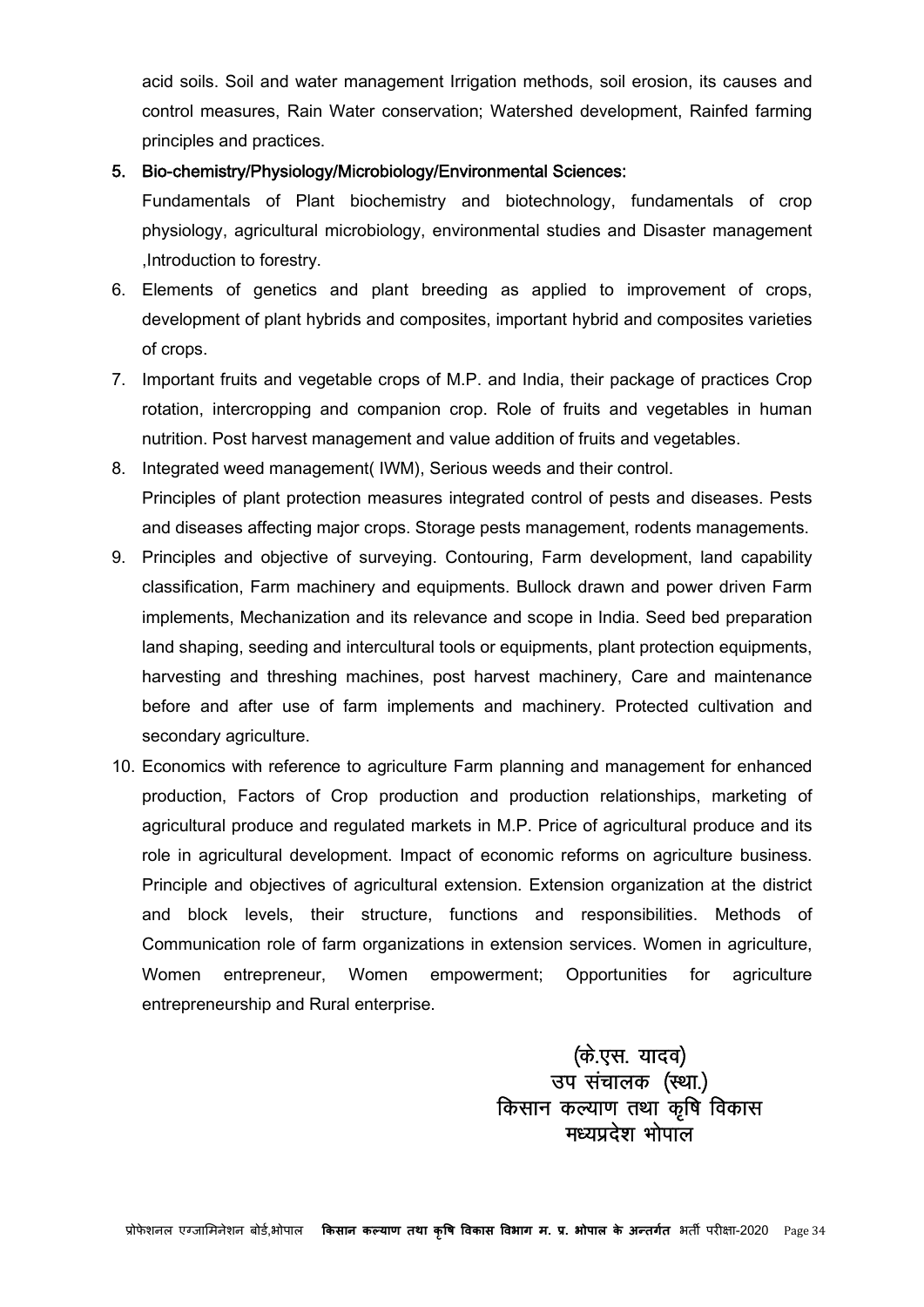acid soils. Soil and water management Irrigation methods, soil erosion, its causes and control measures, Rain Water conservation; Watershed development, Rainfed farming principles and practices.

5. **Bio-chemistry/Physiology/Microbiology/Environmental Sciences:**
   Fundamentals of Plant biochemistry and biotechnology, fundamentals of crop physiology, agricultural microbiology, environmental studies and Disaster management ,Introduction to forestry.
6. Elements of genetics and plant breeding as applied to improvement of crops, development of plant hybrids and composites, important hybrid and composites varieties of crops.
7. Important fruits and vegetable crops of M.P. and India, their package of practices Crop rotation, intercropping and companion crop. Role of fruits and vegetables in human nutrition. Post harvest management and value addition of fruits and vegetables.
8. Integrated weed management( IWM), Serious weeds and their control.
   Principles of plant protection measures integrated control of pests and diseases. Pests and diseases affecting major crops. Storage pests management, rodents managements.
9. Principles and objective of surveying. Contouring, Farm development, land capability classification, Farm machinery and equipments. Bullock drawn and power driven Farm implements, Mechanization and its relevance and scope in India. Seed bed preparation land shaping, seeding and intercultural tools or equipments, plant protection equipments, harvesting and threshing machines, post harvest machinery, Care and maintenance before and after use of farm implements and machinery. Protected cultivation and secondary agriculture.
10. Economics with reference to agriculture Farm planning and management for enhanced production, Factors of Crop production and production relationships, marketing of agricultural produce and regulated markets in M.P. Price of agricultural produce and its role in agricultural development. Impact of economic reforms on agriculture business. Principle and objectives of agricultural extension. Extension organization at the district and block levels, their structure, functions and responsibilities. Methods of Communication role of farm organizations in extension services. Women in agriculture, Women entrepreneur, Women empowerment; Opportunities for agriculture entrepreneurship and Rural enterprise.

(के.एस. यादव)
उप संचालक (स्था.)
किसान कल्याण तथा कृषि विकास
मध्यप्रदेश भोपाल